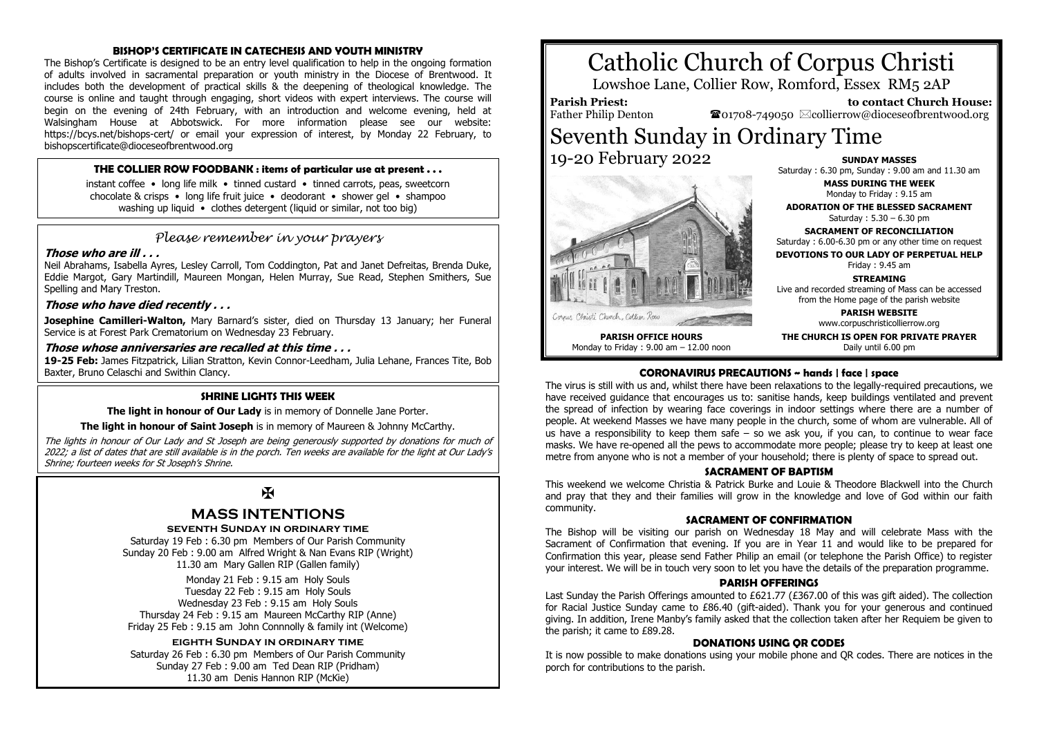### BISHOP'S CERTIFICATE IN CATECHESIS AND YOUTH MINISTRY

The Bishop's Certificate is designed to be an entry level qualification to help in the ongoing formation of adults involved in sacramental preparation or youth ministry in the Diocese of Brentwood. It includes both the development of practical skills & the deepening of theological knowledge. The course is online and taught through engaging, short videos with expert interviews. The course will begin on the evening of 24th February, with an introduction and welcome evening, held at Walsingham House at Abbotswick. For more information please see our website: https://bcys.net/bishops-cert/ or email your expression of interest, by Monday 22 February, to bishopscertificate@dioceseofbrentwood.org

### THE COLLIER ROW FOODBANK : items of particular use at present . . .

instant coffee • long life milk • tinned custard • tinned carrots, peas, sweetcorn
chocolate & crisps • long life fruit juice • deodorant • shower gel • shampoo
washing up liquid • clothes detergent (liquid or similar, not too big)

### *Please remember in your prayers*

***Those who are ill . . .***

Neil Abrahams, Isabella Ayres, Lesley Carroll, Tom Coddington, Pat and Janet Defreitas, Brenda Duke, Eddie Margot, Gary Martindill, Maureen Mongan, Helen Murray, Sue Read, Stephen Smithers, Sue Spelling and Mary Treston.

***Those who have died recently . . .***

**Josephine Camilleri-Walton,** Mary Barnard's sister, died on Thursday 13 January; her Funeral Service is at Forest Park Crematorium on Wednesday 23 February.

***Those whose anniversaries are recalled at this time . . .***

**19-25 Feb:** James Fitzpatrick, Lilian Stratton, Kevin Connor-Leedham, Julia Lehane, Frances Tite, Bob Baxter, Bruno Celaschi and Swithin Clancy.

### SHRINE LIGHTS THIS WEEK

**The light in honour of Our Lady** is in memory of Donnelle Jane Porter.

**The light in honour of Saint Joseph** is in memory of Maureen & Johnny McCarthy.

*The lights in honour of Our Lady and St Joseph are being generously supported by donations for much of 2022; a list of dates that are still available is in the porch. Ten weeks are available for the light at Our Lady's Shrine; fourteen weeks for St Joseph's Shrine.*

✠

## MASS INTENTIONS

**SEVENTH SUNDAY IN ORDINARY TIME**

Saturday 19 Feb : 6.30 pm Members of Our Parish Community
Sunday 20 Feb : 9.00 am Alfred Wright & Nan Evans RIP (Wright)
11.30 am Mary Gallen RIP (Gallen family)

Monday 21 Feb : 9.15 am Holy Souls
Tuesday 22 Feb : 9.15 am Holy Souls
Wednesday 23 Feb : 9.15 am Holy Souls
Thursday 24 Feb : 9.15 am Maureen McCarthy RIP (Anne)
Friday 25 Feb : 9.15 am John Connnolly & family int (Welcome)

**EIGHTH SUNDAY IN ORDINARY TIME**

Saturday 26 Feb : 6.30 pm Members of Our Parish Community
Sunday 27 Feb : 9.00 am Ted Dean RIP (Pridham)
11.30 am Denis Hannon RIP (McKie)

# Catholic Church of Corpus Christi

Lowshoe Lane, Collier Row, Romford, Essex RM5 2AP

**Parish Priest:** Father Philip Denton

**to contact Church House:** ☎01708-749050 ✉collierrow@dioceseofbrentwood.org

# Seventh Sunday in Ordinary Time

19-20 February 2022

Corpus Christi Church, Collier Row

**PARISH OFFICE HOURS**
Monday to Friday : 9.00 am – 12.00 noon

**SUNDAY MASSES**
Saturday : 6.30 pm, Sunday : 9.00 am and 11.30 am

**MASS DURING THE WEEK**
Monday to Friday : 9.15 am

**ADORATION OF THE BLESSED SACRAMENT**
Saturday : 5.30 – 6.30 pm

**SACRAMENT OF RECONCILIATION**
Saturday : 6.00-6.30 pm or any other time on request

**DEVOTIONS TO OUR LADY OF PERPETUAL HELP**
Friday : 9.45 am

**STREAMING**
Live and recorded streaming of Mass can be accessed from the Home page of the parish website

**PARISH WEBSITE**
www.corpuschristicollierrow.org

**THE CHURCH IS OPEN FOR PRIVATE PRAYER**
Daily until 6.00 pm

### CORONAVIRUS PRECAUTIONS ~ hands | face | space

The virus is still with us and, whilst there have been relaxations to the legally-required precautions, we have received guidance that encourages us to: sanitise hands, keep buildings ventilated and prevent the spread of infection by wearing face coverings in indoor settings where there are a number of people. At weekend Masses we have many people in the church, some of whom are vulnerable. All of us have a responsibility to keep them safe – so we ask you, if you can, to continue to wear face masks. We have re-opened all the pews to accommodate more people; please try to keep at least one metre from anyone who is not a member of your household; there is plenty of space to spread out.

### SACRAMENT OF BAPTISM

This weekend we welcome Christia & Patrick Burke and Louie & Theodore Blackwell into the Church and pray that they and their families will grow in the knowledge and love of God within our faith community.

### SACRAMENT OF CONFIRMATION

The Bishop will be visiting our parish on Wednesday 18 May and will celebrate Mass with the Sacrament of Confirmation that evening. If you are in Year 11 and would like to be prepared for Confirmation this year, please send Father Philip an email (or telephone the Parish Office) to register your interest. We will be in touch very soon to let you have the details of the preparation programme.

### PARISH OFFERINGS

Last Sunday the Parish Offerings amounted to £621.77 (£367.00 of this was gift aided). The collection for Racial Justice Sunday came to £86.40 (gift-aided). Thank you for your generous and continued giving. In addition, Irene Manby's family asked that the collection taken after her Requiem be given to the parish; it came to £89.28.

### DONATIONS USING QR CODES

It is now possible to make donations using your mobile phone and QR codes. There are notices in the porch for contributions to the parish.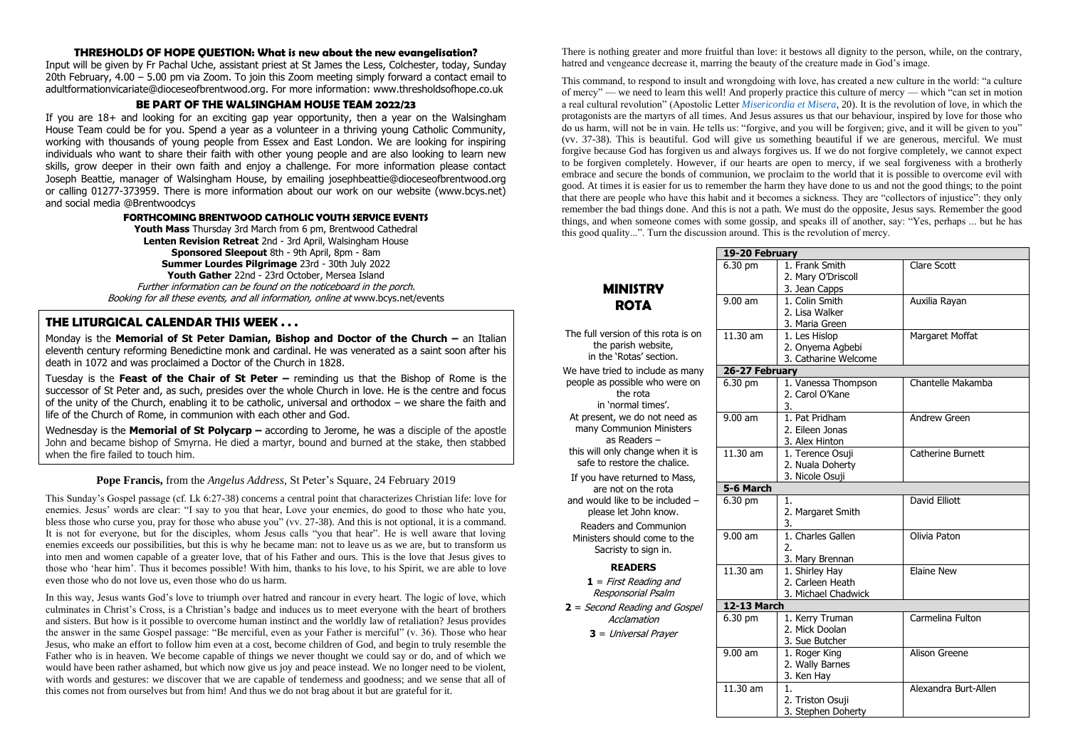### THRESHOLDS OF HOPE QUESTION: What is new about the new evangelisation?

Input will be given by Fr Pachal Uche, assistant priest at St James the Less, Colchester, today, Sunday 20th February, 4.00 – 5.00 pm via Zoom. To join this Zoom meeting simply forward a contact email to adultformationvicariate@dioceseofbrentwood.org. For more information: www.thresholdsofhope.co.uk

### BE PART OF THE WALSINGHAM HOUSE TEAM 2022/23

If you are 18+ and looking for an exciting gap year opportunity, then a year on the Walsingham House Team could be for you. Spend a year as a volunteer in a thriving young Catholic Community, working with thousands of young people from Essex and East London. We are looking for inspiring individuals who want to share their faith with other young people and are also looking to learn new skills, grow deeper in their own faith and enjoy a challenge. For more information please contact Joseph Beattie, manager of Walsingham House, by emailing josephbeattie@dioceseofbrentwood.org or calling 01277-373959. There is more information about our work on our website (www.bcys.net) and social media @Brentwoodcys

### FORTHCOMING BRENTWOOD CATHOLIC YOUTH SERVICE EVENTS

**Youth Mass** Thursday 3rd March from 6 pm, Brentwood Cathedral
**Lenten Revision Retreat** 2nd - 3rd April, Walsingham House
**Sponsored Sleepout** 8th - 9th April, 8pm - 8am
**Summer Lourdes Pilgrimage** 23rd - 30th July 2022
**Youth Gather** 22nd - 23rd October, Mersea Island
*Further information can be found on the noticeboard in the porch.*
*Booking for all these events, and all information, online at* www.bcys.net/events

## THE LITURGICAL CALENDAR THIS WEEK . . .

Monday is the **Memorial of St Peter Damian, Bishop and Doctor of the Church –** an Italian eleventh century reforming Benedictine monk and cardinal. He was venerated as a saint soon after his death in 1072 and was proclaimed a Doctor of the Church in 1828.

Tuesday is the **Feast of the Chair of St Peter –** reminding us that the Bishop of Rome is the successor of St Peter and, as such, presides over the whole Church in love. He is the centre and focus of the unity of the Church, enabling it to be catholic, universal and orthodox – we share the faith and life of the Church of Rome, in communion with each other and God.

Wednesday is the **Memorial of St Polycarp –** according to Jerome, he was a disciple of the apostle John and became bishop of Smyrna. He died a martyr, bound and burned at the stake, then stabbed when the fire failed to touch him.

**Pope Francis,** from the *Angelus Address*, St Peter's Square, 24 February 2019

This Sunday's Gospel passage (cf. Lk 6:27-38) concerns a central point that characterizes Christian life: love for enemies. Jesus' words are clear: "I say to you that hear, Love your enemies, do good to those who hate you, bless those who curse you, pray for those who abuse you" (vv. 27-38). And this is not optional, it is a command. It is not for everyone, but for the disciples, whom Jesus calls "you that hear". He is well aware that loving enemies exceeds our possibilities, but this is why he became man: not to leave us as we are, but to transform us into men and women capable of a greater love, that of his Father and ours. This is the love that Jesus gives to those who 'hear him'. Thus it becomes possible! With him, thanks to his love, to his Spirit, we are able to love even those who do not love us, even those who do us harm.

In this way, Jesus wants God's love to triumph over hatred and rancour in every heart. The logic of love, which culminates in Christ's Cross, is a Christian's badge and induces us to meet everyone with the heart of brothers and sisters. But how is it possible to overcome human instinct and the worldly law of retaliation? Jesus provides the answer in the same Gospel passage: "Be merciful, even as your Father is merciful" (v. 36). Those who hear Jesus, who make an effort to follow him even at a cost, become children of God, and begin to truly resemble the Father who is in heaven. We become capable of things we never thought we could say or do, and of which we would have been rather ashamed, but which now give us joy and peace instead. We no longer need to be violent, with words and gestures: we discover that we are capable of tenderness and goodness; and we sense that all of this comes not from ourselves but from him! And thus we do not brag about it but are grateful for it.

There is nothing greater and more fruitful than love: it bestows all dignity to the person, while, on the contrary, hatred and vengeance decrease it, marring the beauty of the creature made in God's image.

This command, to respond to insult and wrongdoing with love, has created a new culture in the world: "a culture of mercy" — we need to learn this well! And properly practice this culture of mercy — which "can set in motion a real cultural revolution" (Apostolic Letter *Misericordia et Misera*, 20). It is the revolution of love, in which the protagonists are the martyrs of all times. And Jesus assures us that our behaviour, inspired by love for those who do us harm, will not be in vain. He tells us: "forgive, and you will be forgiven; give, and it will be given to you" (vv. 37-38). This is beautiful. God will give us something beautiful if we are generous, merciful. We must forgive because God has forgiven us and always forgives us. If we do not forgive completely, we cannot expect to be forgiven completely. However, if our hearts are open to mercy, if we seal forgiveness with a brotherly embrace and secure the bonds of communion, we proclaim to the world that it is possible to overcome evil with good. At times it is easier for us to remember the harm they have done to us and not the good things; to the point that there are people who have this habit and it becomes a sickness. They are "collectors of injustice": they only remember the bad things done. And this is not a path. We must do the opposite, Jesus says. Remember the good things, and when someone comes with some gossip, and speaks ill of another, say: "Yes, perhaps ... but he has this good quality...". Turn the discussion around. This is the revolution of mercy.

## MINISTRY ROTA

The full version of this rota is on the parish website, in the 'Rotas' section.

We have tried to include as many people as possible who were on the rota in 'normal times'.

At present, we do not need as many Communion Ministers as Readers – this will only change when it is safe to restore the chalice.

If you have returned to Mass, are not on the rota and would like to be included – please let John know.

Readers and Communion Ministers should come to the Sacristy to sign in.

**READERS**

**1** = *First Reading and Responsorial Psalm*
**2** = *Second Reading and Gospel Acclamation*
**3** = *Universal Prayer*

| | | |
|---|---|---|
| **19-20 February** | | |
| 6.30 pm | 1. Frank Smith<br>2. Mary O'Driscoll<br>3. Jean Capps | Clare Scott |
| 9.00 am | 1. Colin Smith<br>2. Lisa Walker<br>3. Maria Green | Auxilia Rayan |
| 11.30 am | 1. Les Hislop<br>2. Onyema Agbebi<br>3. Catharine Welcome | Margaret Moffat |
| **26-27 February** | | |
| 6.30 pm | 1. Vanessa Thompson<br>2. Carol O'Kane<br>3. | Chantelle Makamba |
| 9.00 am | 1. Pat Pridham<br>2. Eileen Jonas<br>3. Alex Hinton | Andrew Green |
| 11.30 am | 1. Terence Osuji<br>2. Nuala Doherty<br>3. Nicole Osuji | Catherine Burnett |
| **5-6 March** | | |
| 6.30 pm | 1.<br>2. Margaret Smith<br>3. | David Elliott |
| 9.00 am | 1. Charles Gallen<br>2.<br>3. Mary Brennan | Olivia Paton |
| 11.30 am | 1. Shirley Hay<br>2. Carleen Heath<br>3. Michael Chadwick | Elaine New |
| **12-13 March** | | |
| 6.30 pm | 1. Kerry Truman<br>2. Mick Doolan<br>3. Sue Butcher | Carmelina Fulton |
| 9.00 am | 1. Roger King<br>2. Wally Barnes<br>3. Ken Hay | Alison Greene |
| 11.30 am | 1.<br>2. Triston Osuji<br>3. Stephen Doherty | Alexandra Burt-Allen |